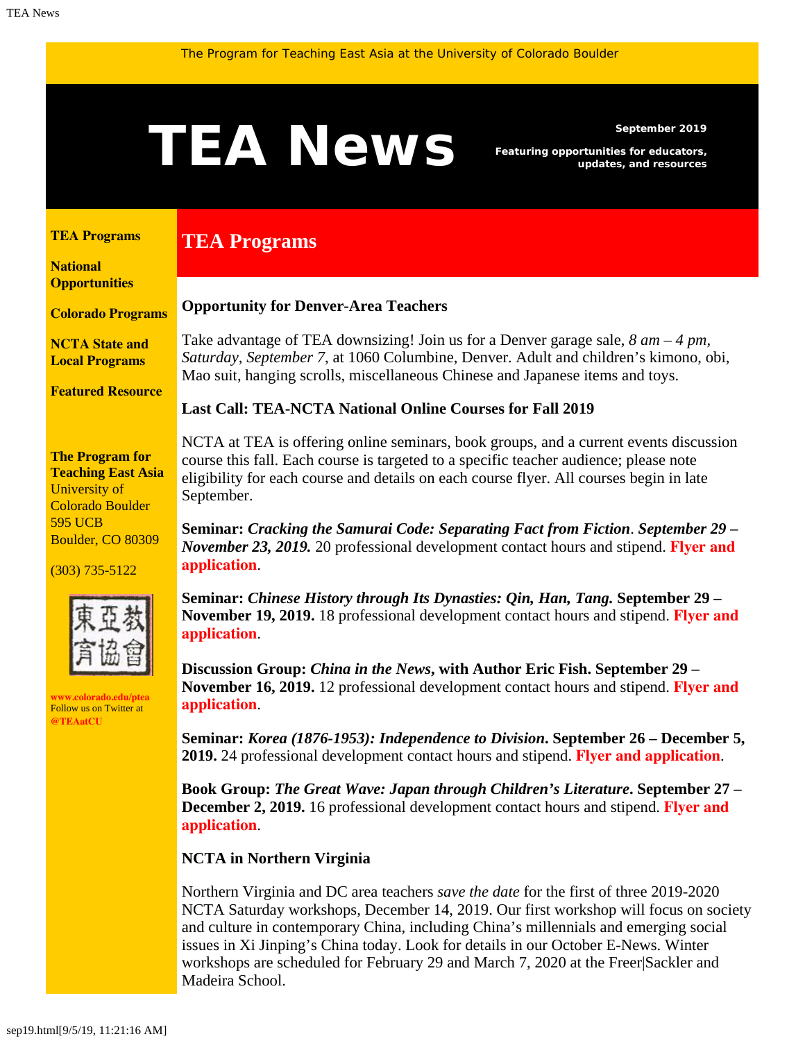The Program for Teaching East Asia at the University of Colorado Boulder

# TEA News

**September 2019**

**Featuring opportunities for educators, updates, and resources**

**TEA Programs**

**National Opportunities**

**Colorado Programs**

**NCTA State and Local Programs**

**Featured Resource**

**The Program for Teaching East Asia**
University of Colorado Boulder
595 UCB
Boulder, CO 80309

(303) 735-5122

東亞教育協會

**www.colorado.edu/ptea**
Follow us on Twitter at **@TEAatCU**

## TEA Programs

### Opportunity for Denver-Area Teachers

Take advantage of TEA downsizing! Join us for a Denver garage sale, *8 am – 4 pm, Saturday, September 7,* at 1060 Columbine, Denver. Adult and children's kimono, obi, Mao suit, hanging scrolls, miscellaneous Chinese and Japanese items and toys.

### Last Call: TEA-NCTA National Online Courses for Fall 2019

NCTA at TEA is offering online seminars, book groups, and a current events discussion course this fall. Each course is targeted to a specific teacher audience; please note eligibility for each course and details on each course flyer. All courses begin in late September.

**Seminar:** ***Cracking the Samurai Code: Separating Fact from Fiction*****.** ***September 29 – November 23, 2019.*** 20 professional development contact hours and stipend. **Flyer and application**.

**Seminar:** ***Chinese History through Its Dynasties: Qin, Han, Tang.*** **September 29 – November 19, 2019.** 18 professional development contact hours and stipend. **Flyer and application**.

**Discussion Group:** ***China in the News,*** **with Author Eric Fish. September 29 – November 16, 2019.** 12 professional development contact hours and stipend. **Flyer and application**.

**Seminar:** ***Korea (1876-1953): Independence to Division*****. September 26 – December 5, 2019.** 24 professional development contact hours and stipend. **Flyer and application**.

**Book Group:** ***The Great Wave: Japan through Children's Literature*****. September 27 – December 2, 2019.** 16 professional development contact hours and stipend. **Flyer and application**.

### NCTA in Northern Virginia

Northern Virginia and DC area teachers *save the date* for the first of three 2019-2020 NCTA Saturday workshops, December 14, 2019. Our first workshop will focus on society and culture in contemporary China, including China's millennials and emerging social issues in Xi Jinping's China today. Look for details in our October E-News. Winter workshops are scheduled for February 29 and March 7, 2020 at the Freer|Sackler and Madeira School.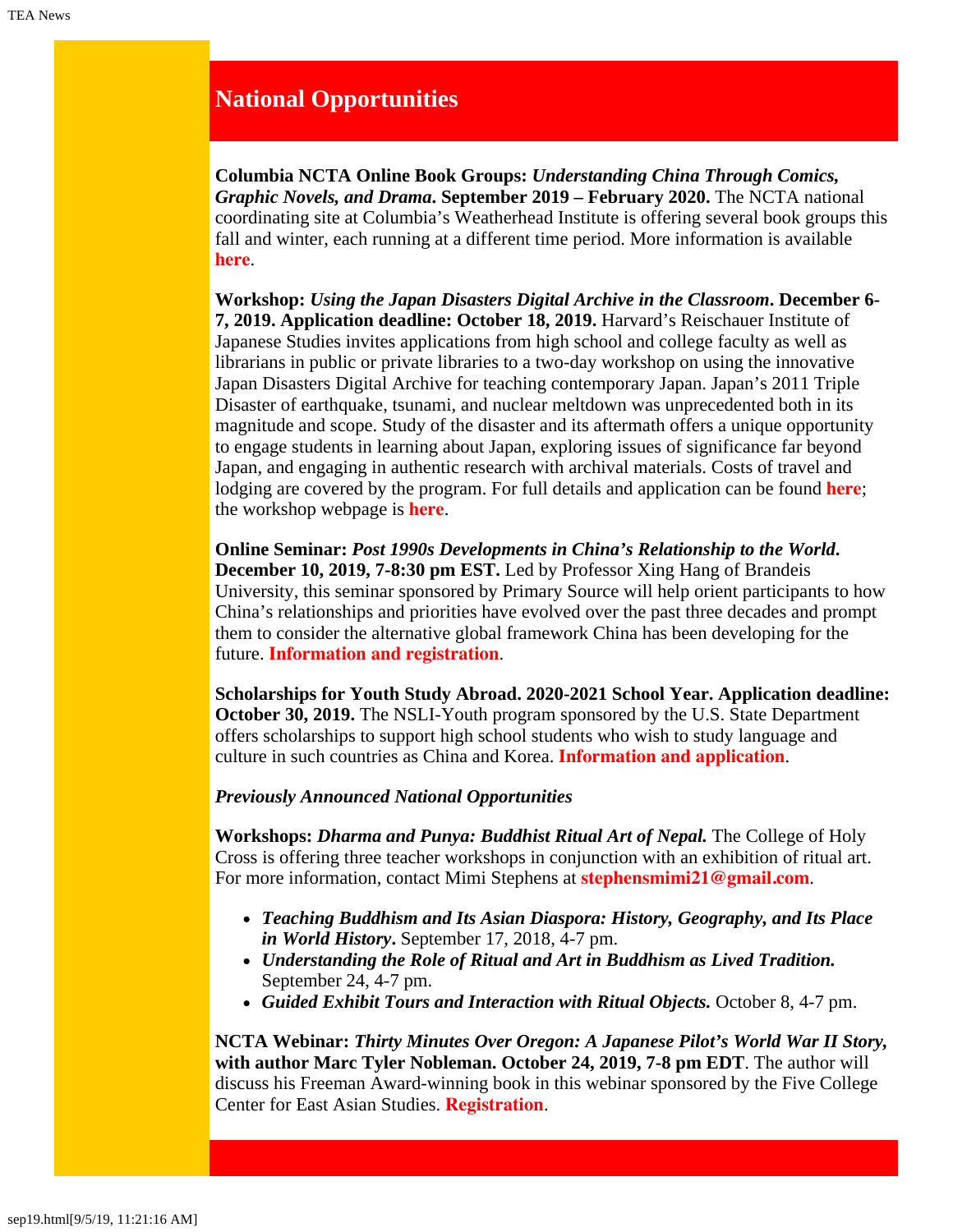## National Opportunities

**Columbia NCTA Online Book Groups:** ***Understanding China Through Comics, Graphic Novels, and Drama*****. September 2019 – February 2020.** The NCTA national coordinating site at Columbia's Weatherhead Institute is offering several book groups this fall and winter, each running at a different time period. More information is available **here**.

**Workshop:** ***Using the Japan Disasters Digital Archive in the Classroom*****. December 6-7, 2019. Application deadline: October 18, 2019.** Harvard's Reischauer Institute of Japanese Studies invites applications from high school and college faculty as well as librarians in public or private libraries to a two-day workshop on using the innovative Japan Disasters Digital Archive for teaching contemporary Japan. Japan's 2011 Triple Disaster of earthquake, tsunami, and nuclear meltdown was unprecedented both in its magnitude and scope. Study of the disaster and its aftermath offers a unique opportunity to engage students in learning about Japan, exploring issues of significance far beyond Japan, and engaging in authentic research with archival materials. Costs of travel and lodging are covered by the program. For full details and application can be found **here**; the workshop webpage is **here**.

**Online Seminar:** ***Post 1990s Developments in China's Relationship to the World*****. December 10, 2019, 7-8:30 pm EST.** Led by Professor Xing Hang of Brandeis University, this seminar sponsored by Primary Source will help orient participants to how China's relationships and priorities have evolved over the past three decades and prompt them to consider the alternative global framework China has been developing for the future. **Information and registration**.

**Scholarships for Youth Study Abroad. 2020-2021 School Year. Application deadline: October 30, 2019.** The NSLI-Youth program sponsored by the U.S. State Department offers scholarships to support high school students who wish to study language and culture in such countries as China and Korea. **Information and application**.

***Previously Announced National Opportunities***

**Workshops:** ***Dharma and Punya: Buddhist Ritual Art of Nepal.*** The College of Holy Cross is offering three teacher workshops in conjunction with an exhibition of ritual art. For more information, contact Mimi Stephens at **stephensmimi21@gmail.com**.

- ***Teaching Buddhism and Its Asian Diaspora: History, Geography, and Its Place in World History*****.** September 17, 2018, 4-7 pm.
- ***Understanding the Role of Ritual and Art in Buddhism as Lived Tradition.*** September 24, 4-7 pm.
- ***Guided Exhibit Tours and Interaction with Ritual Objects.*** October 8, 4-7 pm.

**NCTA Webinar:** ***Thirty Minutes Over Oregon: A Japanese Pilot's World War II Story*****, with author Marc Tyler Nobleman. October 24, 2019, 7-8 pm EDT**. The author will discuss his Freeman Award-winning book in this webinar sponsored by the Five College Center for East Asian Studies. **Registration**.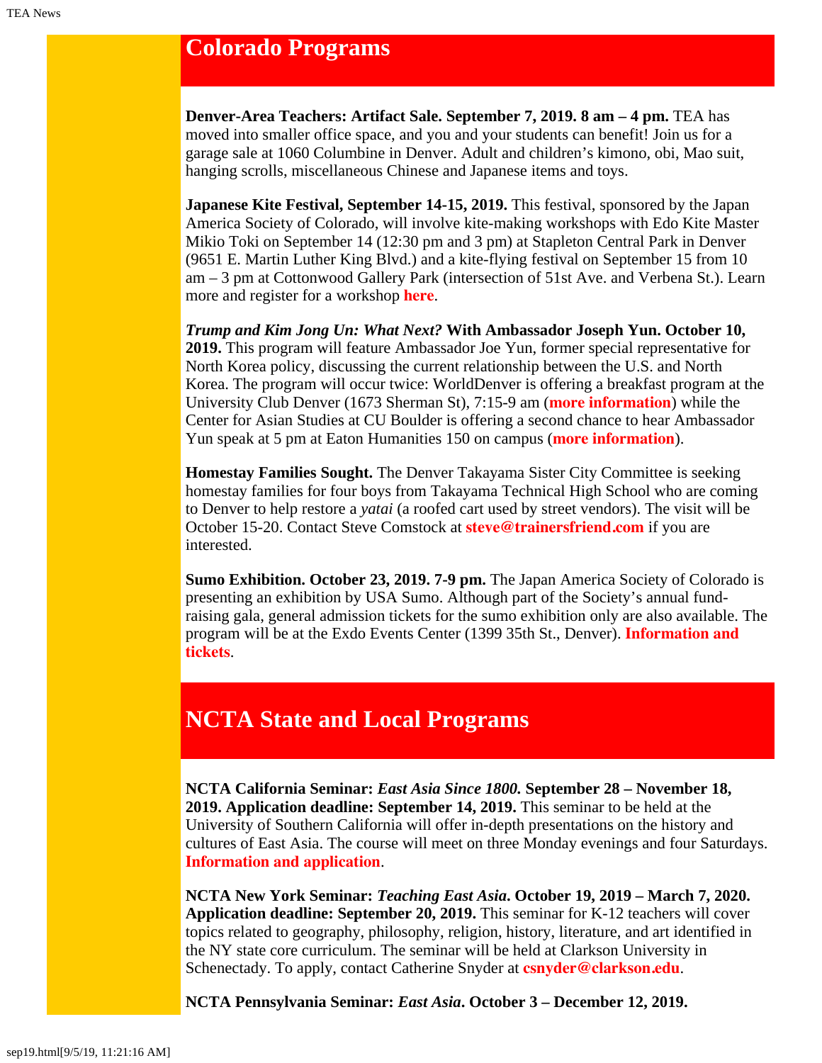## Colorado Programs

**Denver-Area Teachers: Artifact Sale. September 7, 2019. 8 am – 4 pm.** TEA has moved into smaller office space, and you and your students can benefit! Join us for a garage sale at 1060 Columbine in Denver. Adult and children's kimono, obi, Mao suit, hanging scrolls, miscellaneous Chinese and Japanese items and toys.

**Japanese Kite Festival, September 14-15, 2019.** This festival, sponsored by the Japan America Society of Colorado, will involve kite-making workshops with Edo Kite Master Mikio Toki on September 14 (12:30 pm and 3 pm) at Stapleton Central Park in Denver (9651 E. Martin Luther King Blvd.) and a kite-flying festival on September 15 from 10 am – 3 pm at Cottonwood Gallery Park (intersection of 51st Ave. and Verbena St.). Learn more and register for a workshop **here**.

***Trump and Kim Jong Un: What Next?* With Ambassador Joseph Yun. October 10, 2019.** This program will feature Ambassador Joe Yun, former special representative for North Korea policy, discussing the current relationship between the U.S. and North Korea. The program will occur twice: WorldDenver is offering a breakfast program at the University Club Denver (1673 Sherman St), 7:15-9 am (**more information**) while the Center for Asian Studies at CU Boulder is offering a second chance to hear Ambassador Yun speak at 5 pm at Eaton Humanities 150 on campus (**more information**).

**Homestay Families Sought.** The Denver Takayama Sister City Committee is seeking homestay families for four boys from Takayama Technical High School who are coming to Denver to help restore a *yatai* (a roofed cart used by street vendors). The visit will be October 15-20. Contact Steve Comstock at **steve@trainersfriend.com** if you are interested.

**Sumo Exhibition. October 23, 2019. 7-9 pm.** The Japan America Society of Colorado is presenting an exhibition by USA Sumo. Although part of the Society's annual fund-raising gala, general admission tickets for the sumo exhibition only are also available. The program will be at the Exdo Events Center (1399 35th St., Denver). **Information and tickets**.

## NCTA State and Local Programs

**NCTA California Seminar: *East Asia Since 1800.* September 28 – November 18, 2019. Application deadline: September 14, 2019.** This seminar to be held at the University of Southern California will offer in-depth presentations on the history and cultures of East Asia. The course will meet on three Monday evenings and four Saturdays. **Information and application**.

**NCTA New York Seminar: *Teaching East Asia*. October 19, 2019 – March 7, 2020. Application deadline: September 20, 2019.** This seminar for K-12 teachers will cover topics related to geography, philosophy, religion, history, literature, and art identified in the NY state core curriculum. The seminar will be held at Clarkson University in Schenectady. To apply, contact Catherine Snyder at **csnyder@clarkson.edu**.

**NCTA Pennsylvania Seminar: *East Asia*. October 3 – December 12, 2019.**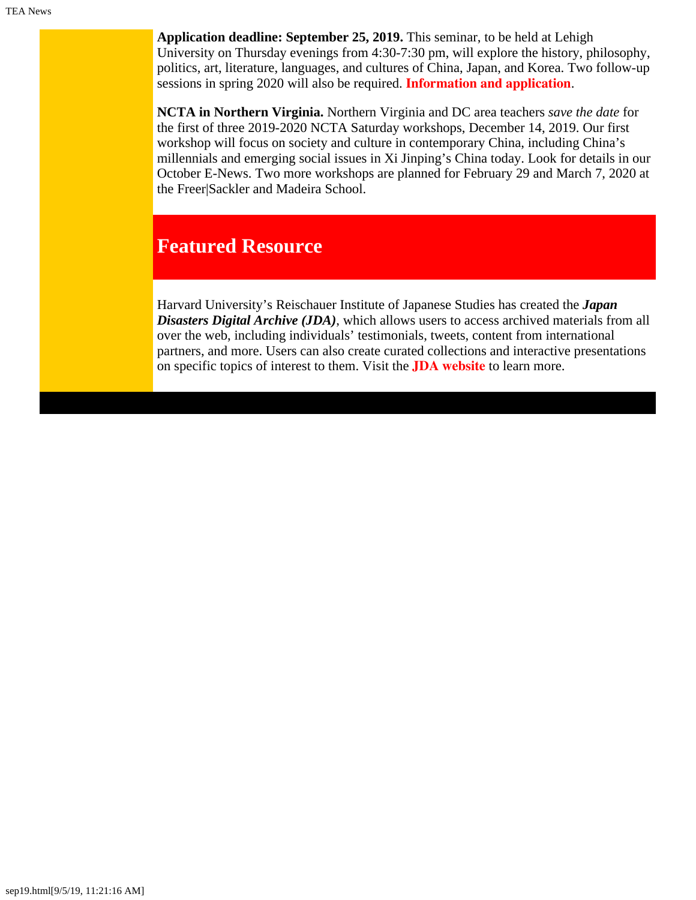**Application deadline: September 25, 2019.** This seminar, to be held at Lehigh University on Thursday evenings from 4:30-7:30 pm, will explore the history, philosophy, politics, art, literature, languages, and cultures of China, Japan, and Korea. Two follow-up sessions in spring 2020 will also be required. **Information and application**.

**NCTA in Northern Virginia.** Northern Virginia and DC area teachers *save the date* for the first of three 2019-2020 NCTA Saturday workshops, December 14, 2019. Our first workshop will focus on society and culture in contemporary China, including China's millennials and emerging social issues in Xi Jinping's China today. Look for details in our October E-News. Two more workshops are planned for February 29 and March 7, 2020 at the Freer|Sackler and Madeira School.

## Featured Resource

Harvard University's Reischauer Institute of Japanese Studies has created the ***Japan Disasters Digital Archive (JDA)***, which allows users to access archived materials from all over the web, including individuals' testimonials, tweets, content from international partners, and more. Users can also create curated collections and interactive presentations on specific topics of interest to them. Visit the **JDA website** to learn more.